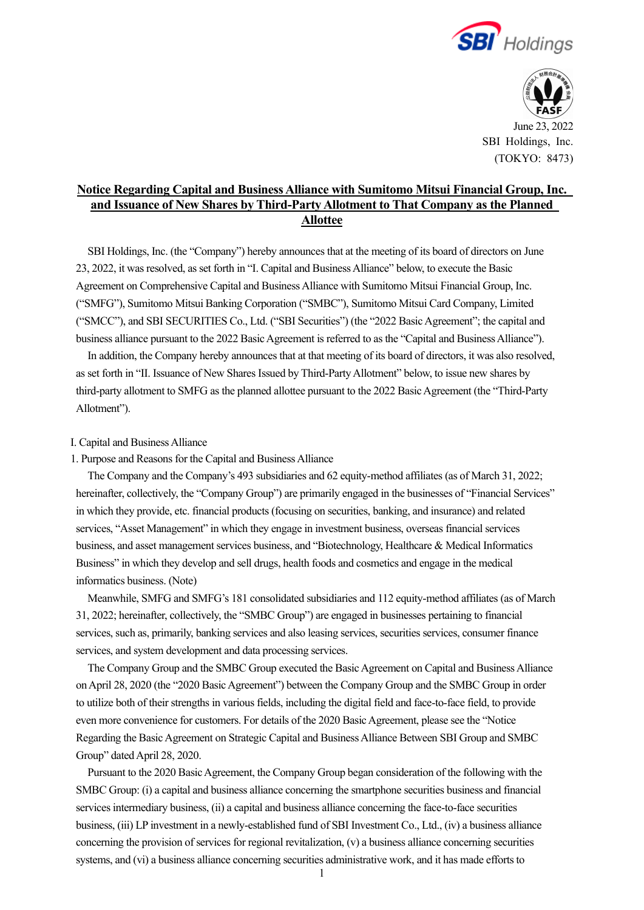June 23, 2022
SBI Holdings, Inc.
(TOKYO: 8473)

# Notice Regarding Capital and Business Alliance with Sumitomo Mitsui Financial Group, Inc. and Issuance of New Shares by Third-Party Allotment to That Company as the Planned Allottee

SBI Holdings, Inc. (the "Company") hereby announces that at the meeting of its board of directors on June 23, 2022, it was resolved, as set forth in "I. Capital and Business Alliance" below, to execute the Basic Agreement on Comprehensive Capital and Business Alliance with Sumitomo Mitsui Financial Group, Inc. ("SMFG"), Sumitomo Mitsui Banking Corporation ("SMBC"), Sumitomo Mitsui Card Company, Limited ("SMCC"), and SBI SECURITIES Co., Ltd. ("SBI Securities") (the "2022 Basic Agreement"; the capital and business alliance pursuant to the 2022 Basic Agreement is referred to as the "Capital and Business Alliance").

In addition, the Company hereby announces that at that meeting of its board of directors, it was also resolved, as set forth in "II. Issuance of New Shares Issued by Third-Party Allotment" below, to issue new shares by third-party allotment to SMFG as the planned allottee pursuant to the 2022 Basic Agreement (the "Third-Party Allotment").

## I. Capital and Business Alliance

### 1. Purpose and Reasons for the Capital and Business Alliance

The Company and the Company's 493 subsidiaries and 62 equity-method affiliates (as of March 31, 2022; hereinafter, collectively, the "Company Group") are primarily engaged in the businesses of "Financial Services" in which they provide, etc. financial products (focusing on securities, banking, and insurance) and related services, "Asset Management" in which they engage in investment business, overseas financial services business, and asset management services business, and "Biotechnology, Healthcare & Medical Informatics Business" in which they develop and sell drugs, health foods and cosmetics and engage in the medical informatics business. (Note)

Meanwhile, SMFG and SMFG's 181 consolidated subsidiaries and 112 equity-method affiliates (as of March 31, 2022; hereinafter, collectively, the "SMBC Group") are engaged in businesses pertaining to financial services, such as, primarily, banking services and also leasing services, securities services, consumer finance services, and system development and data processing services.

The Company Group and the SMBC Group executed the Basic Agreement on Capital and Business Alliance on April 28, 2020 (the "2020 Basic Agreement") between the Company Group and the SMBC Group in order to utilize both of their strengths in various fields, including the digital field and face-to-face field, to provide even more convenience for customers. For details of the 2020 Basic Agreement, please see the "Notice Regarding the Basic Agreement on Strategic Capital and Business Alliance Between SBI Group and SMBC Group" dated April 28, 2020.

Pursuant to the 2020 Basic Agreement, the Company Group began consideration of the following with the SMBC Group: (i) a capital and business alliance concerning the smartphone securities business and financial services intermediary business, (ii) a capital and business alliance concerning the face-to-face securities business, (iii) LP investment in a newly-established fund of SBI Investment Co., Ltd., (iv) a business alliance concerning the provision of services for regional revitalization, (v) a business alliance concerning securities systems, and (vi) a business alliance concerning securities administrative work, and it has made efforts to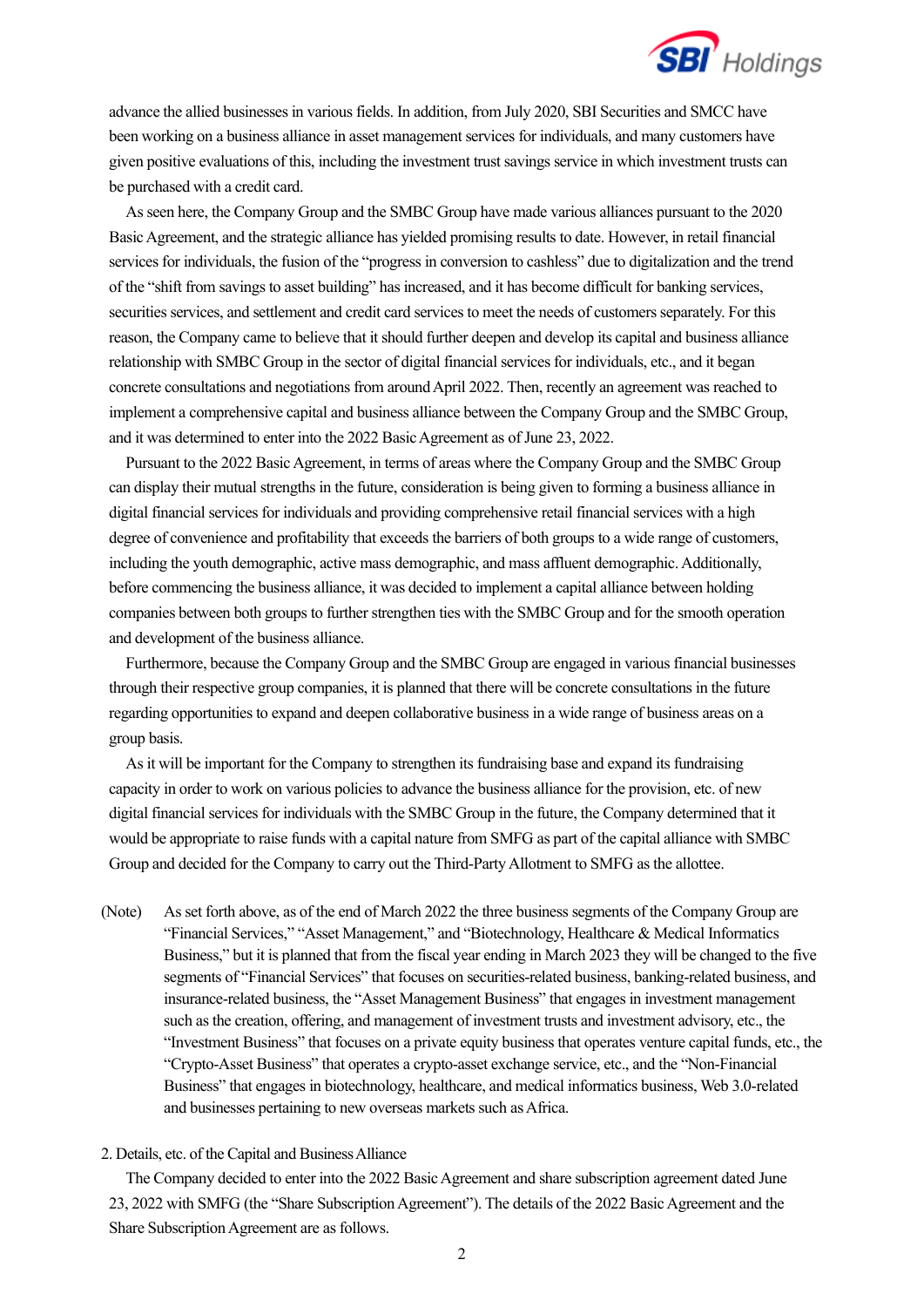advance the allied businesses in various fields. In addition, from July 2020, SBI Securities and SMCC have been working on a business alliance in asset management services for individuals, and many customers have given positive evaluations of this, including the investment trust savings service in which investment trusts can be purchased with a credit card.

As seen here, the Company Group and the SMBC Group have made various alliances pursuant to the 2020 Basic Agreement, and the strategic alliance has yielded promising results to date. However, in retail financial services for individuals, the fusion of the "progress in conversion to cashless" due to digitalization and the trend of the "shift from savings to asset building" has increased, and it has become difficult for banking services, securities services, and settlement and credit card services to meet the needs of customers separately. For this reason, the Company came to believe that it should further deepen and develop its capital and business alliance relationship with SMBC Group in the sector of digital financial services for individuals, etc., and it began concrete consultations and negotiations from around April 2022. Then, recently an agreement was reached to implement a comprehensive capital and business alliance between the Company Group and the SMBC Group, and it was determined to enter into the 2022 Basic Agreement as of June 23, 2022.

Pursuant to the 2022 Basic Agreement, in terms of areas where the Company Group and the SMBC Group can display their mutual strengths in the future, consideration is being given to forming a business alliance in digital financial services for individuals and providing comprehensive retail financial services with a high degree of convenience and profitability that exceeds the barriers of both groups to a wide range of customers, including the youth demographic, active mass demographic, and mass affluent demographic. Additionally, before commencing the business alliance, it was decided to implement a capital alliance between holding companies between both groups to further strengthen ties with the SMBC Group and for the smooth operation and development of the business alliance.

Furthermore, because the Company Group and the SMBC Group are engaged in various financial businesses through their respective group companies, it is planned that there will be concrete consultations in the future regarding opportunities to expand and deepen collaborative business in a wide range of business areas on a group basis.

As it will be important for the Company to strengthen its fundraising base and expand its fundraising capacity in order to work on various policies to advance the business alliance for the provision, etc. of new digital financial services for individuals with the SMBC Group in the future, the Company determined that it would be appropriate to raise funds with a capital nature from SMFG as part of the capital alliance with SMBC Group and decided for the Company to carry out the Third-Party Allotment to SMFG as the allottee.

(Note) As set forth above, as of the end of March 2022 the three business segments of the Company Group are "Financial Services," "Asset Management," and "Biotechnology, Healthcare & Medical Informatics Business," but it is planned that from the fiscal year ending in March 2023 they will be changed to the five segments of "Financial Services" that focuses on securities-related business, banking-related business, and insurance-related business, the "Asset Management Business" that engages in investment management such as the creation, offering, and management of investment trusts and investment advisory, etc., the "Investment Business" that focuses on a private equity business that operates venture capital funds, etc., the "Crypto-Asset Business" that operates a crypto-asset exchange service, etc., and the "Non-Financial Business" that engages in biotechnology, healthcare, and medical informatics business, Web 3.0-related and businesses pertaining to new overseas markets such as Africa.

## 2. Details, etc. of the Capital and Business Alliance

The Company decided to enter into the 2022 Basic Agreement and share subscription agreement dated June 23, 2022 with SMFG (the "Share Subscription Agreement"). The details of the 2022 Basic Agreement and the Share Subscription Agreement are as follows.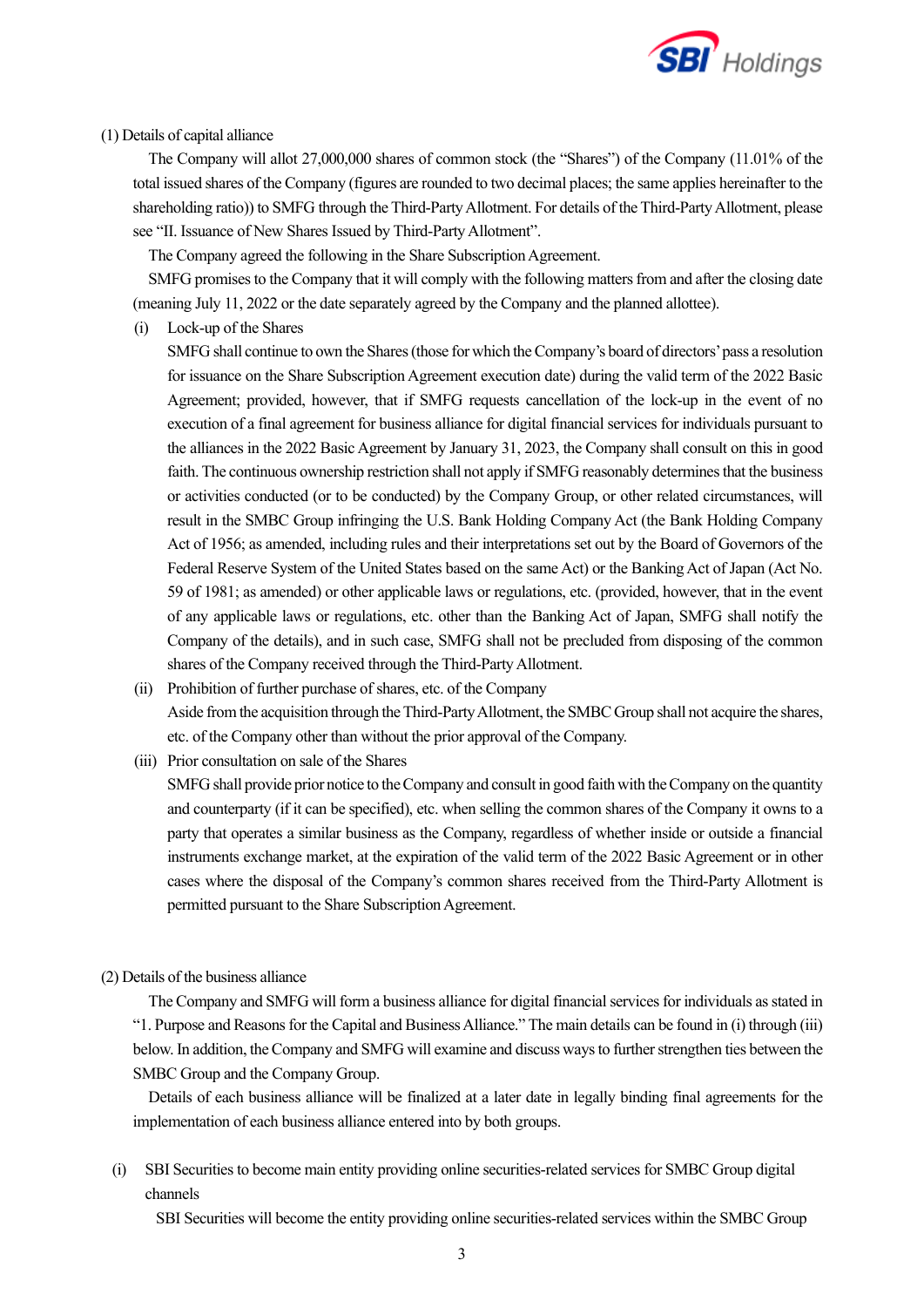(1) Details of capital alliance

The Company will allot 27,000,000 shares of common stock (the "Shares") of the Company (11.01% of the total issued shares of the Company (figures are rounded to two decimal places; the same applies hereinafter to the shareholding ratio)) to SMFG through the Third-Party Allotment. For details of the Third-Party Allotment, please see "II. Issuance of New Shares Issued by Third-Party Allotment".

The Company agreed the following in the Share Subscription Agreement.

SMFG promises to the Company that it will comply with the following matters from and after the closing date (meaning July 11, 2022 or the date separately agreed by the Company and the planned allottee).

(i) Lock-up of the Shares

SMFG shall continue to own the Shares (those for which the Company's board of directors' pass a resolution for issuance on the Share Subscription Agreement execution date) during the valid term of the 2022 Basic Agreement; provided, however, that if SMFG requests cancellation of the lock-up in the event of no execution of a final agreement for business alliance for digital financial services for individuals pursuant to the alliances in the 2022 Basic Agreement by January 31, 2023, the Company shall consult on this in good faith. The continuous ownership restriction shall not apply if SMFG reasonably determines that the business or activities conducted (or to be conducted) by the Company Group, or other related circumstances, will result in the SMBC Group infringing the U.S. Bank Holding Company Act (the Bank Holding Company Act of 1956; as amended, including rules and their interpretations set out by the Board of Governors of the Federal Reserve System of the United States based on the same Act) or the Banking Act of Japan (Act No. 59 of 1981; as amended) or other applicable laws or regulations, etc. (provided, however, that in the event of any applicable laws or regulations, etc. other than the Banking Act of Japan, SMFG shall notify the Company of the details), and in such case, SMFG shall not be precluded from disposing of the common shares of the Company received through the Third-Party Allotment.

(ii) Prohibition of further purchase of shares, etc. of the Company

Aside from the acquisition through the Third-Party Allotment, the SMBC Group shall not acquire the shares, etc. of the Company other than without the prior approval of the Company.

(iii) Prior consultation on sale of the Shares

SMFG shall provide prior notice to the Company and consult in good faith with the Company on the quantity and counterparty (if it can be specified), etc. when selling the common shares of the Company it owns to a party that operates a similar business as the Company, regardless of whether inside or outside a financial instruments exchange market, at the expiration of the valid term of the 2022 Basic Agreement or in other cases where the disposal of the Company's common shares received from the Third-Party Allotment is permitted pursuant to the Share Subscription Agreement.

(2) Details of the business alliance

The Company and SMFG will form a business alliance for digital financial services for individuals as stated in "1. Purpose and Reasons for the Capital and Business Alliance." The main details can be found in (i) through (iii) below. In addition, the Company and SMFG will examine and discuss ways to further strengthen ties between the SMBC Group and the Company Group.

Details of each business alliance will be finalized at a later date in legally binding final agreements for the implementation of each business alliance entered into by both groups.

(i) SBI Securities to become main entity providing online securities-related services for SMBC Group digital channels

SBI Securities will become the entity providing online securities-related services within the SMBC Group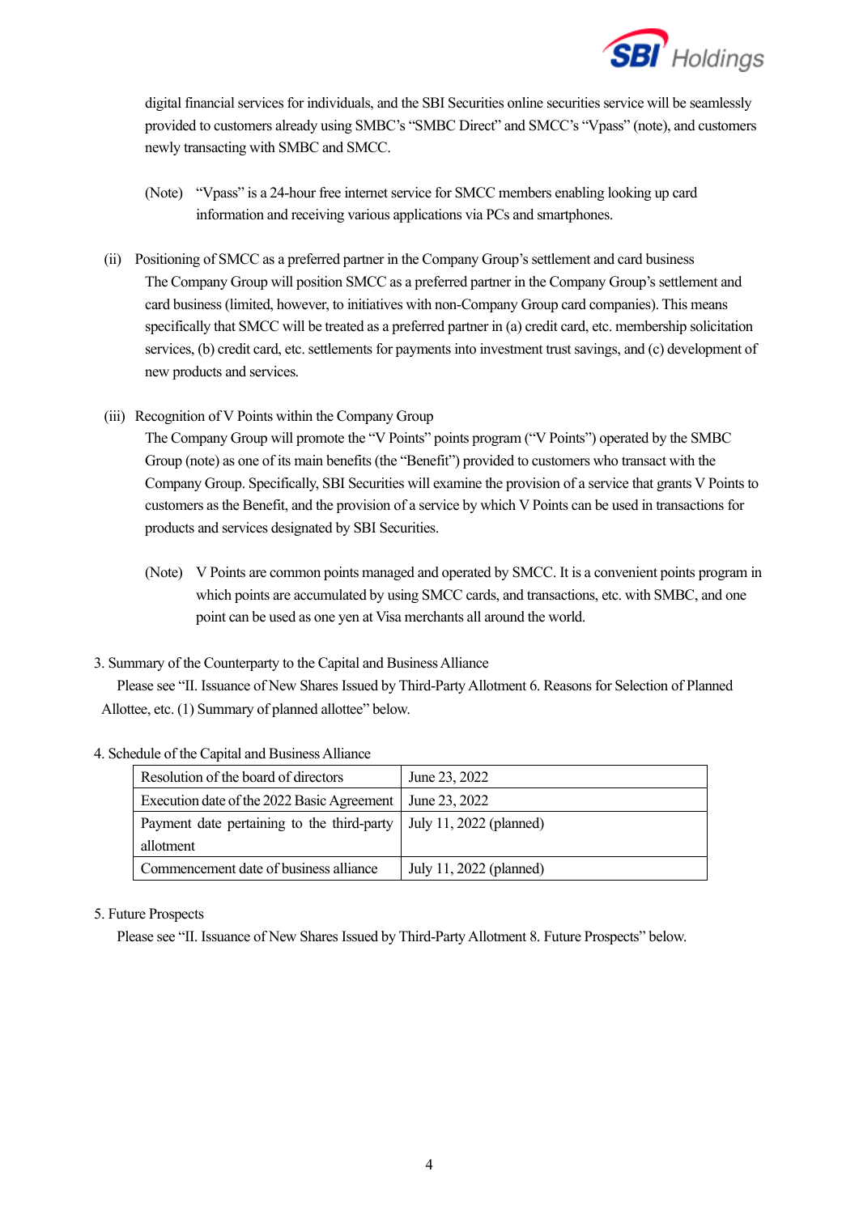digital financial services for individuals, and the SBI Securities online securities service will be seamlessly provided to customers already using SMBC's "SMBC Direct" and SMCC's "Vpass" (note), and customers newly transacting with SMBC and SMCC.

(Note) "Vpass" is a 24-hour free internet service for SMCC members enabling looking up card information and receiving various applications via PCs and smartphones.

(ii) Positioning of SMCC as a preferred partner in the Company Group's settlement and card business

The Company Group will position SMCC as a preferred partner in the Company Group's settlement and card business (limited, however, to initiatives with non-Company Group card companies). This means specifically that SMCC will be treated as a preferred partner in (a) credit card, etc. membership solicitation services, (b) credit card, etc. settlements for payments into investment trust savings, and (c) development of new products and services.

(iii) Recognition of V Points within the Company Group

The Company Group will promote the "V Points" points program ("V Points") operated by the SMBC Group (note) as one of its main benefits (the "Benefit") provided to customers who transact with the Company Group. Specifically, SBI Securities will examine the provision of a service that grants V Points to customers as the Benefit, and the provision of a service by which V Points can be used in transactions for products and services designated by SBI Securities.

(Note) V Points are common points managed and operated by SMCC. It is a convenient points program in which points are accumulated by using SMCC cards, and transactions, etc. with SMBC, and one point can be used as one yen at Visa merchants all around the world.

3. Summary of the Counterparty to the Capital and Business Alliance

Please see "II. Issuance of New Shares Issued by Third-Party Allotment 6. Reasons for Selection of Planned Allottee, etc. (1) Summary of planned allottee" below.

4. Schedule of the Capital and Business Alliance

| | |
|---|---|
| Resolution of the board of directors | June 23, 2022 |
| Execution date of the 2022 Basic Agreement | June 23, 2022 |
| Payment date pertaining to the third-party allotment | July 11, 2022 (planned) |
| Commencement date of business alliance | July 11, 2022 (planned) |

5. Future Prospects

Please see "II. Issuance of New Shares Issued by Third-Party Allotment 8. Future Prospects" below.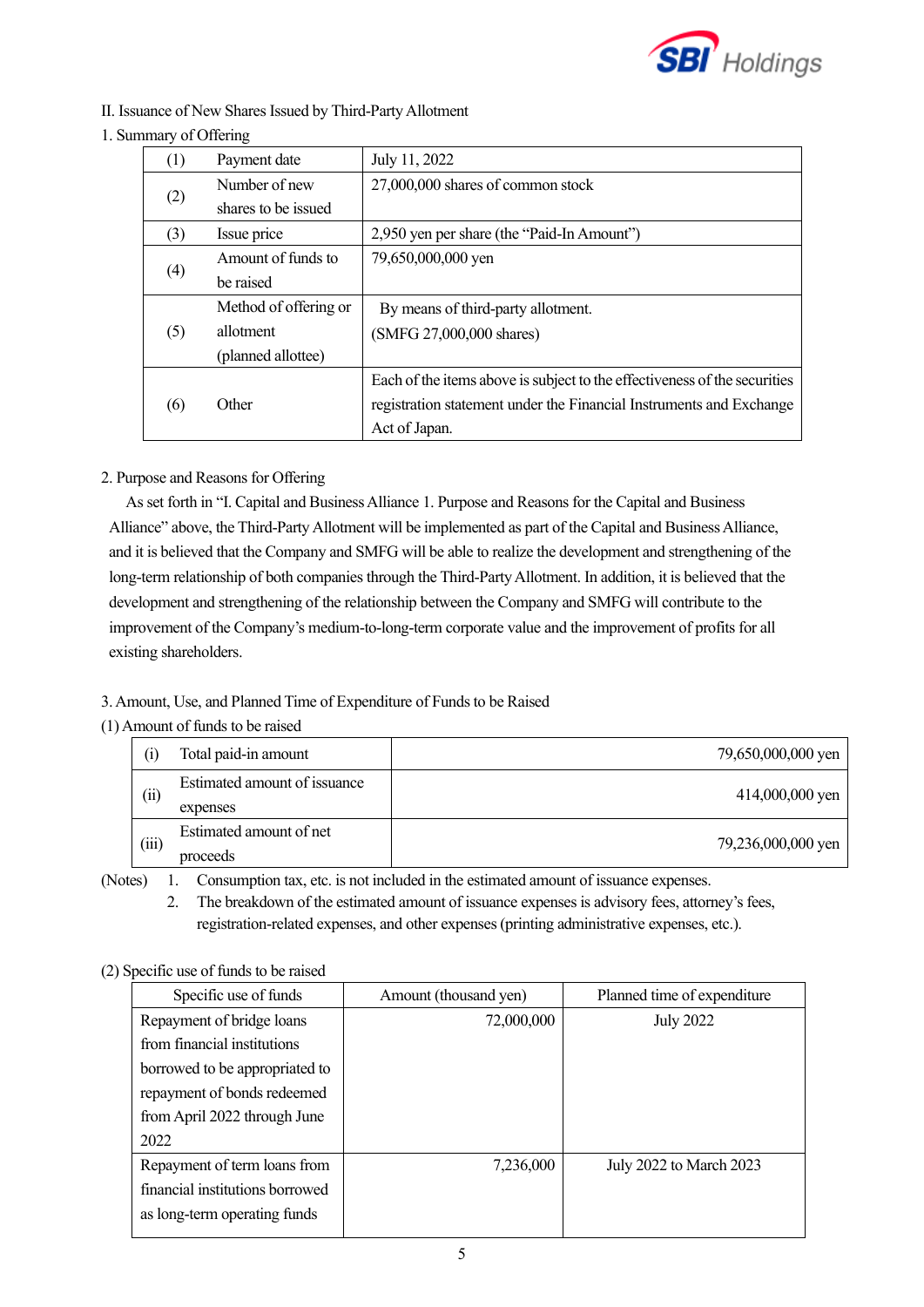II. Issuance of New Shares Issued by Third-Party Allotment

1. Summary of Offering

| | | |
|---|---|---|
| (1) | Payment date | July 11, 2022 |
| (2) | Number of new shares to be issued | 27,000,000 shares of common stock |
| (3) | Issue price | 2,950 yen per share (the "Paid-In Amount") |
| (4) | Amount of funds to be raised | 79,650,000,000 yen |
| (5) | Method of offering or allotment (planned allottee) | By means of third-party allotment. (SMFG 27,000,000 shares) |
| (6) | Other | Each of the items above is subject to the effectiveness of the securities registration statement under the Financial Instruments and Exchange Act of Japan. |

2. Purpose and Reasons for Offering

As set forth in "I. Capital and Business Alliance 1. Purpose and Reasons for the Capital and Business Alliance" above, the Third-Party Allotment will be implemented as part of the Capital and Business Alliance, and it is believed that the Company and SMFG will be able to realize the development and strengthening of the long-term relationship of both companies through the Third-Party Allotment. In addition, it is believed that the development and strengthening of the relationship between the Company and SMFG will contribute to the improvement of the Company's medium-to-long-term corporate value and the improvement of profits for all existing shareholders.

3. Amount, Use, and Planned Time of Expenditure of Funds to be Raised

(1) Amount of funds to be raised

| | | |
|---|---|---|
| (i) | Total paid-in amount | 79,650,000,000 yen |
| (ii) | Estimated amount of issuance expenses | 414,000,000 yen |
| (iii) | Estimated amount of net proceeds | 79,236,000,000 yen |

(Notes) 1. Consumption tax, etc. is not included in the estimated amount of issuance expenses.
2. The breakdown of the estimated amount of issuance expenses is advisory fees, attorney's fees, registration-related expenses, and other expenses (printing administrative expenses, etc.).

(2) Specific use of funds to be raised

| Specific use of funds | Amount (thousand yen) | Planned time of expenditure |
|---|---|---|
| Repayment of bridge loans from financial institutions borrowed to be appropriated to repayment of bonds redeemed from April 2022 through June 2022 | 72,000,000 | July 2022 |
| Repayment of term loans from financial institutions borrowed as long-term operating funds | 7,236,000 | July 2022 to March 2023 |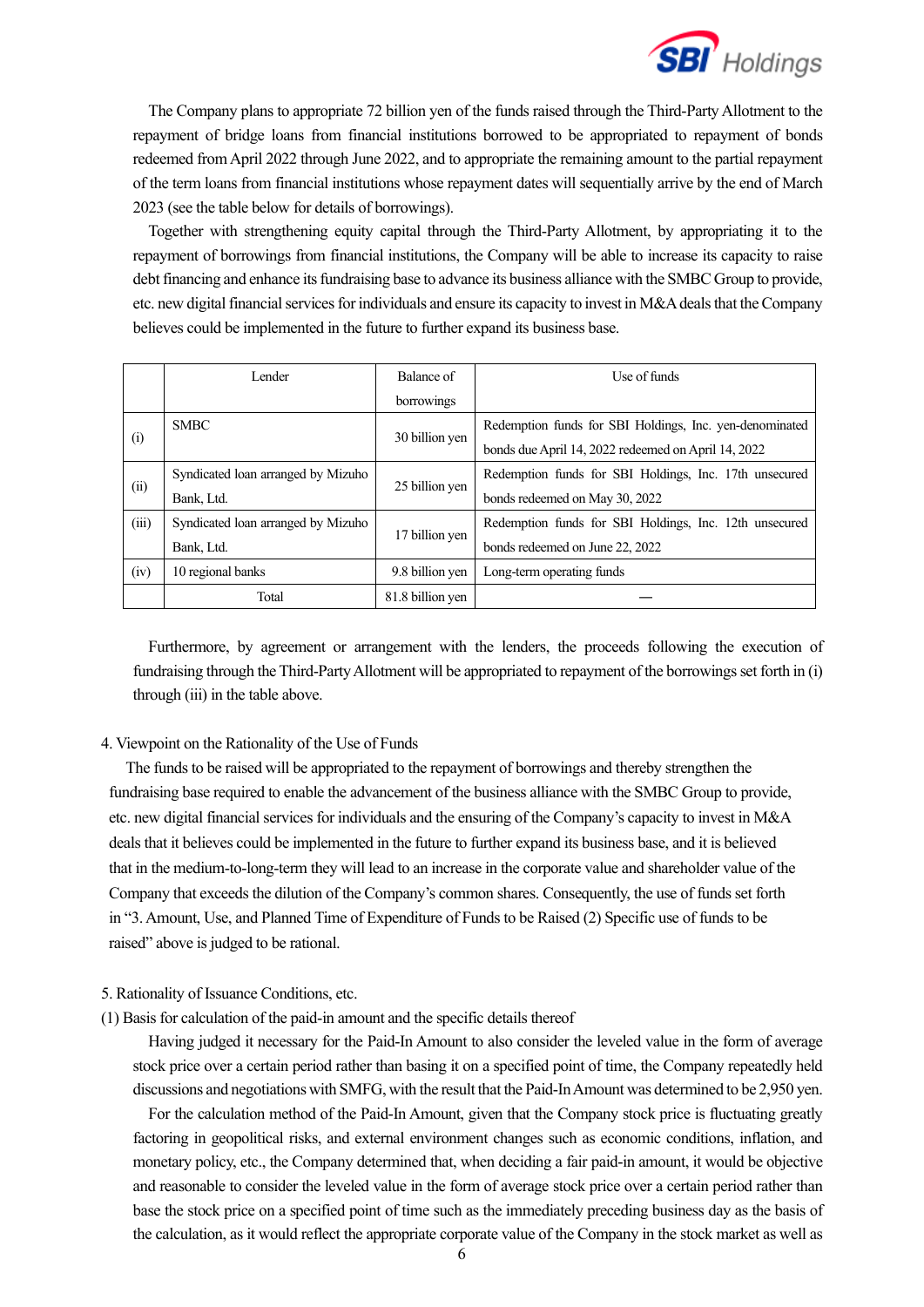The Company plans to appropriate 72 billion yen of the funds raised through the Third-Party Allotment to the repayment of bridge loans from financial institutions borrowed to be appropriated to repayment of bonds redeemed from April 2022 through June 2022, and to appropriate the remaining amount to the partial repayment of the term loans from financial institutions whose repayment dates will sequentially arrive by the end of March 2023 (see the table below for details of borrowings).

Together with strengthening equity capital through the Third-Party Allotment, by appropriating it to the repayment of borrowings from financial institutions, the Company will be able to increase its capacity to raise debt financing and enhance its fundraising base to advance its business alliance with the SMBC Group to provide, etc. new digital financial services for individuals and ensure its capacity to invest in M&A deals that the Company believes could be implemented in the future to further expand its business base.

| | Lender | Balance of borrowings | Use of funds |
|---|---|---|---|
| (i) | SMBC | 30 billion yen | Redemption funds for SBI Holdings, Inc. yen-denominated bonds due April 14, 2022 redeemed on April 14, 2022 |
| (ii) | Syndicated loan arranged by Mizuho Bank, Ltd. | 25 billion yen | Redemption funds for SBI Holdings, Inc. 17th unsecured bonds redeemed on May 30, 2022 |
| (iii) | Syndicated loan arranged by Mizuho Bank, Ltd. | 17 billion yen | Redemption funds for SBI Holdings, Inc. 12th unsecured bonds redeemed on June 22, 2022 |
| (iv) | 10 regional banks | 9.8 billion yen | Long-term operating funds |
| | Total | 81.8 billion yen | — |

Furthermore, by agreement or arrangement with the lenders, the proceeds following the execution of fundraising through the Third-Party Allotment will be appropriated to repayment of the borrowings set forth in (i) through (iii) in the table above.

4. Viewpoint on the Rationality of the Use of Funds

The funds to be raised will be appropriated to the repayment of borrowings and thereby strengthen the fundraising base required to enable the advancement of the business alliance with the SMBC Group to provide, etc. new digital financial services for individuals and the ensuring of the Company's capacity to invest in M&A deals that it believes could be implemented in the future to further expand its business base, and it is believed that in the medium-to-long-term they will lead to an increase in the corporate value and shareholder value of the Company that exceeds the dilution of the Company's common shares. Consequently, the use of funds set forth in "3. Amount, Use, and Planned Time of Expenditure of Funds to be Raised (2) Specific use of funds to be raised" above is judged to be rational.

5. Rationality of Issuance Conditions, etc.

(1) Basis for calculation of the paid-in amount and the specific details thereof

Having judged it necessary for the Paid-In Amount to also consider the leveled value in the form of average stock price over a certain period rather than basing it on a specified point of time, the Company repeatedly held discussions and negotiations with SMFG, with the result that the Paid-In Amount was determined to be 2,950 yen.

For the calculation method of the Paid-In Amount, given that the Company stock price is fluctuating greatly factoring in geopolitical risks, and external environment changes such as economic conditions, inflation, and monetary policy, etc., the Company determined that, when deciding a fair paid-in amount, it would be objective and reasonable to consider the leveled value in the form of average stock price over a certain period rather than base the stock price on a specified point of time such as the immediately preceding business day as the basis of the calculation, as it would reflect the appropriate corporate value of the Company in the stock market as well as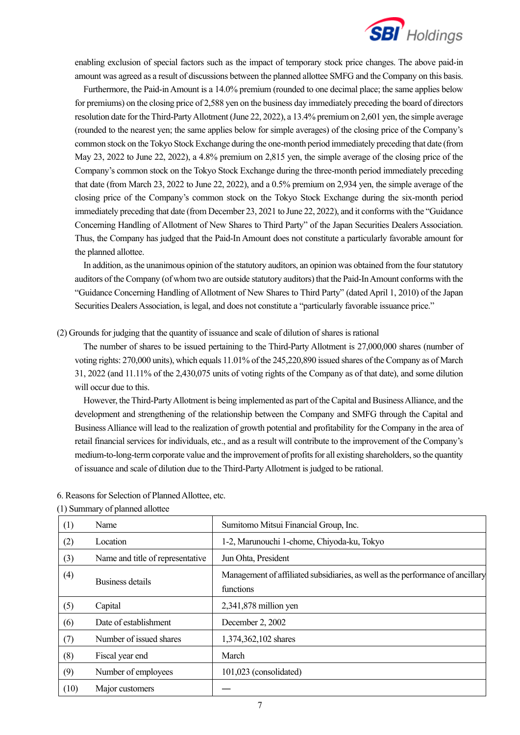enabling exclusion of special factors such as the impact of temporary stock price changes. The above paid-in amount was agreed as a result of discussions between the planned allottee SMFG and the Company on this basis.

Furthermore, the Paid-in Amount is a 14.0% premium (rounded to one decimal place; the same applies below for premiums) on the closing price of 2,588 yen on the business day immediately preceding the board of directors resolution date for the Third-Party Allotment (June 22, 2022), a 13.4% premium on 2,601 yen, the simple average (rounded to the nearest yen; the same applies below for simple averages) of the closing price of the Company's common stock on the Tokyo Stock Exchange during the one-month period immediately preceding that date (from May 23, 2022 to June 22, 2022), a 4.8% premium on 2,815 yen, the simple average of the closing price of the Company's common stock on the Tokyo Stock Exchange during the three-month period immediately preceding that date (from March 23, 2022 to June 22, 2022), and a 0.5% premium on 2,934 yen, the simple average of the closing price of the Company's common stock on the Tokyo Stock Exchange during the six-month period immediately preceding that date (from December 23, 2021 to June 22, 2022), and it conforms with the "Guidance Concerning Handling of Allotment of New Shares to Third Party" of the Japan Securities Dealers Association. Thus, the Company has judged that the Paid-In Amount does not constitute a particularly favorable amount for the planned allottee.

In addition, as the unanimous opinion of the statutory auditors, an opinion was obtained from the four statutory auditors of the Company (of whom two are outside statutory auditors) that the Paid-In Amount conforms with the "Guidance Concerning Handling of Allotment of New Shares to Third Party" (dated April 1, 2010) of the Japan Securities Dealers Association, is legal, and does not constitute a "particularly favorable issuance price."

(2) Grounds for judging that the quantity of issuance and scale of dilution of shares is rational

The number of shares to be issued pertaining to the Third-Party Allotment is 27,000,000 shares (number of voting rights: 270,000 units), which equals 11.01% of the 245,220,890 issued shares of the Company as of March 31, 2022 (and 11.11% of the 2,430,075 units of voting rights of the Company as of that date), and some dilution will occur due to this.

However, the Third-Party Allotment is being implemented as part of the Capital and Business Alliance, and the development and strengthening of the relationship between the Company and SMFG through the Capital and Business Alliance will lead to the realization of growth potential and profitability for the Company in the area of retail financial services for individuals, etc., and as a result will contribute to the improvement of the Company's medium-to-long-term corporate value and the improvement of profits for all existing shareholders, so the quantity of issuance and scale of dilution due to the Third-Party Allotment is judged to be rational.

6. Reasons for Selection of Planned Allottee, etc.

(1) Summary of planned allottee

| | | |
|---|---|---|
| (1) | Name | Sumitomo Mitsui Financial Group, Inc. |
| (2) | Location | 1-2, Marunouchi 1-chome, Chiyoda-ku, Tokyo |
| (3) | Name and title of representative | Jun Ohta, President |
| (4) | Business details | Management of affiliated subsidiaries, as well as the performance of ancillary functions |
| (5) | Capital | 2,341,878 million yen |
| (6) | Date of establishment | December 2, 2002 |
| (7) | Number of issued shares | 1,374,362,102 shares |
| (8) | Fiscal year end | March |
| (9) | Number of employees | 101,023 (consolidated) |
| (10) | Major customers | — |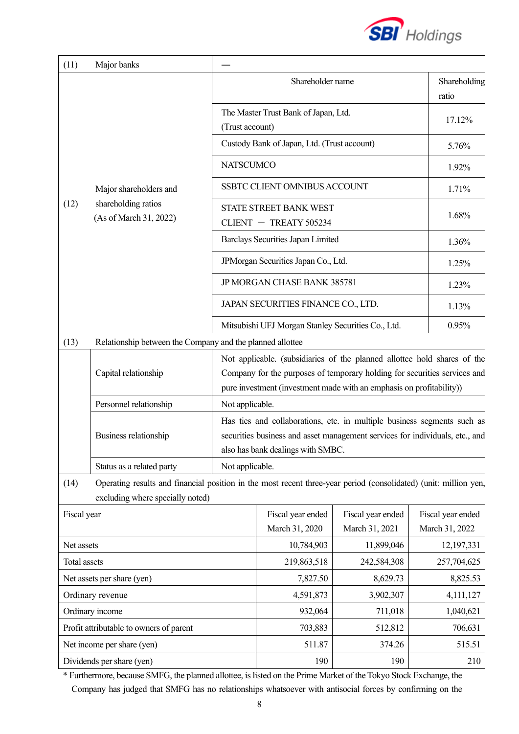| (11) | Major banks | — | |
|---|---|---|---|
| (12) | Major shareholders and shareholding ratios (As of March 31, 2022) | Shareholder name | Shareholding ratio |
| | | The Master Trust Bank of Japan, Ltd. (Trust account) | 17.12% |
| | | Custody Bank of Japan, Ltd. (Trust account) | 5.76% |
| | | NATSCUMCO | 1.92% |
| | | SSBTC CLIENT OMNIBUS ACCOUNT | 1.71% |
| | | STATE STREET BANK WEST CLIENT — TREATY 505234 | 1.68% |
| | | Barclays Securities Japan Limited | 1.36% |
| | | JPMorgan Securities Japan Co., Ltd. | 1.25% |
| | | JP MORGAN CHASE BANK 385781 | 1.23% |
| | | JAPAN SECURITIES FINANCE CO., LTD. | 1.13% |
| | | Mitsubishi UFJ Morgan Stanley Securities Co., Ltd. | 0.95% |
| (13) | Relationship between the Company and the planned allottee | | |
| | Capital relationship | Not applicable. (subsidiaries of the planned allottee hold shares of the Company for the purposes of temporary holding for securities services and pure investment (investment made with an emphasis on profitability)) | |
| | Personnel relationship | Not applicable. | |
| | Business relationship | Has ties and collaborations, etc. in multiple business segments such as securities business and asset management services for individuals, etc., and also has bank dealings with SMBC. | |
| | Status as a related party | Not applicable. | |

(14) Operating results and financial position in the most recent three-year period (consolidated) (unit: million yen, excluding where specially noted)

| Fiscal year | Fiscal year ended March 31, 2020 | Fiscal year ended March 31, 2021 | Fiscal year ended March 31, 2022 |
|---|---|---|---|
| Net assets | 10,784,903 | 11,899,046 | 12,197,331 |
| Total assets | 219,863,518 | 242,584,308 | 257,704,625 |
| Net assets per share (yen) | 7,827.50 | 8,629.73 | 8,825.53 |
| Ordinary revenue | 4,591,873 | 3,902,307 | 4,111,127 |
| Ordinary income | 932,064 | 711,018 | 1,040,621 |
| Profit attributable to owners of parent | 703,883 | 512,812 | 706,631 |
| Net income per share (yen) | 511.87 | 374.26 | 515.51 |
| Dividends per share (yen) | 190 | 190 | 210 |

* Furthermore, because SMFG, the planned allottee, is listed on the Prime Market of the Tokyo Stock Exchange, the Company has judged that SMFG has no relationships whatsoever with antisocial forces by confirming on the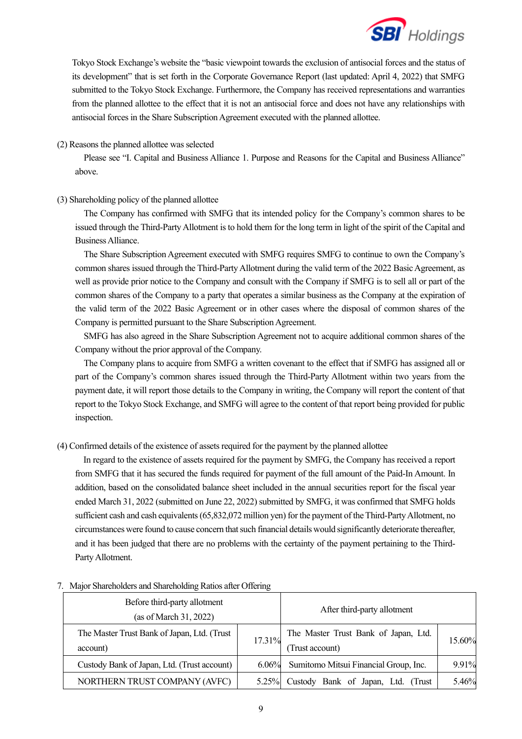Tokyo Stock Exchange's website the "basic viewpoint towards the exclusion of antisocial forces and the status of its development" that is set forth in the Corporate Governance Report (last updated: April 4, 2022) that SMFG submitted to the Tokyo Stock Exchange. Furthermore, the Company has received representations and warranties from the planned allottee to the effect that it is not an antisocial force and does not have any relationships with antisocial forces in the Share Subscription Agreement executed with the planned allottee.

(2) Reasons the planned allottee was selected

Please see "I. Capital and Business Alliance 1. Purpose and Reasons for the Capital and Business Alliance" above.

(3) Shareholding policy of the planned allottee

The Company has confirmed with SMFG that its intended policy for the Company's common shares to be issued through the Third-Party Allotment is to hold them for the long term in light of the spirit of the Capital and Business Alliance.

The Share Subscription Agreement executed with SMFG requires SMFG to continue to own the Company's common shares issued through the Third-Party Allotment during the valid term of the 2022 Basic Agreement, as well as provide prior notice to the Company and consult with the Company if SMFG is to sell all or part of the common shares of the Company to a party that operates a similar business as the Company at the expiration of the valid term of the 2022 Basic Agreement or in other cases where the disposal of common shares of the Company is permitted pursuant to the Share Subscription Agreement.

SMFG has also agreed in the Share Subscription Agreement not to acquire additional common shares of the Company without the prior approval of the Company.

The Company plans to acquire from SMFG a written covenant to the effect that if SMFG has assigned all or part of the Company's common shares issued through the Third-Party Allotment within two years from the payment date, it will report those details to the Company in writing, the Company will report the content of that report to the Tokyo Stock Exchange, and SMFG will agree to the content of that report being provided for public inspection.

(4) Confirmed details of the existence of assets required for the payment by the planned allottee

In regard to the existence of assets required for the payment by SMFG, the Company has received a report from SMFG that it has secured the funds required for payment of the full amount of the Paid-In Amount. In addition, based on the consolidated balance sheet included in the annual securities report for the fiscal year ended March 31, 2022 (submitted on June 22, 2022) submitted by SMFG, it was confirmed that SMFG holds sufficient cash and cash equivalents (65,832,072 million yen) for the payment of the Third-Party Allotment, no circumstances were found to cause concern that such financial details would significantly deteriorate thereafter, and it has been judged that there are no problems with the certainty of the payment pertaining to the Third-Party Allotment.

7. Major Shareholders and Shareholding Ratios after Offering

| Before third-party allotment (as of March 31, 2022) | | After third-party allotment | |
|---|---|---|---|
| The Master Trust Bank of Japan, Ltd. (Trust account) | 17.31% | The Master Trust Bank of Japan, Ltd. (Trust account) | 15.60% |
| Custody Bank of Japan, Ltd. (Trust account) | 6.06% | Sumitomo Mitsui Financial Group, Inc. | 9.91% |
| NORTHERN TRUST COMPANY (AVFC) | 5.25% | Custody Bank of Japan, Ltd. (Trust | 5.46% |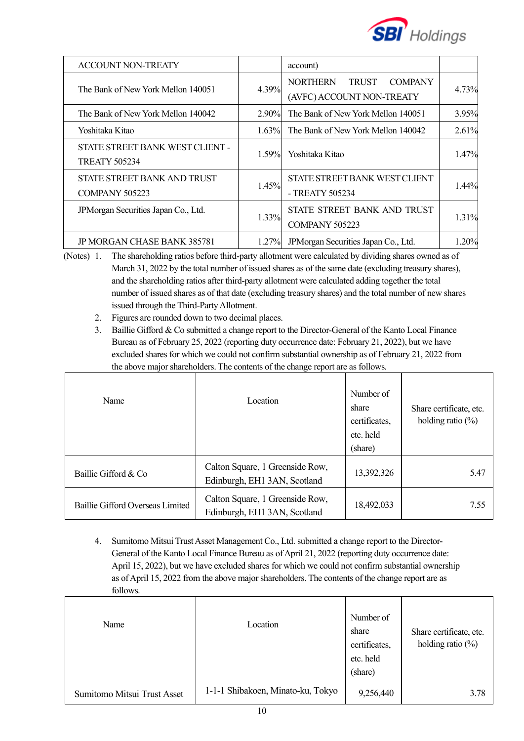| ACCOUNT NON-TREATY | | account) | |
|---|---|---|---|
| The Bank of New York Mellon 140051 | 4.39% | NORTHERN TRUST COMPANY (AVFC) ACCOUNT NON-TREATY | 4.73% |
| The Bank of New York Mellon 140042 | 2.90% | The Bank of New York Mellon 140051 | 3.95% |
| Yoshitaka Kitao | 1.63% | The Bank of New York Mellon 140042 | 2.61% |
| STATE STREET BANK WEST CLIENT - TREATY 505234 | 1.59% | Yoshitaka Kitao | 1.47% |
| STATE STREET BANK AND TRUST COMPANY 505223 | 1.45% | STATE STREET BANK WEST CLIENT - TREATY 505234 | 1.44% |
| JPMorgan Securities Japan Co., Ltd. | 1.33% | STATE STREET BANK AND TRUST COMPANY 505223 | 1.31% |
| JP MORGAN CHASE BANK 385781 | 1.27% | JPMorgan Securities Japan Co., Ltd. | 1.20% |

(Notes)
1. The shareholding ratios before third-party allotment were calculated by dividing shares owned as of March 31, 2022 by the total number of issued shares as of the same date (excluding treasury shares), and the shareholding ratios after third-party allotment were calculated adding together the total number of issued shares as of that date (excluding treasury shares) and the total number of new shares issued through the Third-Party Allotment.
2. Figures are rounded down to two decimal places.
3. Baillie Gifford & Co submitted a change report to the Director-General of the Kanto Local Finance Bureau as of February 25, 2022 (reporting duty occurrence date: February 21, 2022), but we have excluded shares for which we could not confirm substantial ownership as of February 21, 2022 from the above major shareholders. The contents of the change report are as follows.

| Name | Location | Number of share certificates, etc. held (share) | Share certificate, etc. holding ratio (%) |
|---|---|---|---|
| Baillie Gifford & Co | Calton Square, 1 Greenside Row, Edinburgh, EH1 3AN, Scotland | 13,392,326 | 5.47 |
| Baillie Gifford Overseas Limited | Calton Square, 1 Greenside Row, Edinburgh, EH1 3AN, Scotland | 18,492,033 | 7.55 |

4. Sumitomo Mitsui Trust Asset Management Co., Ltd. submitted a change report to the Director-General of the Kanto Local Finance Bureau as of April 21, 2022 (reporting duty occurrence date: April 15, 2022), but we have excluded shares for which we could not confirm substantial ownership as of April 15, 2022 from the above major shareholders. The contents of the change report are as follows.

| Name | Location | Number of share certificates, etc. held (share) | Share certificate, etc. holding ratio (%) |
|---|---|---|---|
| Sumitomo Mitsui Trust Asset | 1-1-1 Shibakoen, Minato-ku, Tokyo | 9,256,440 | 3.78 |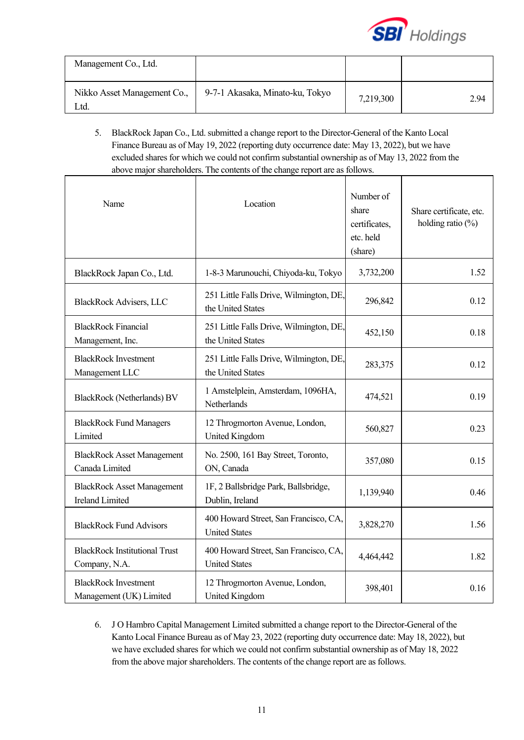| Management Co., Ltd. | | | |
|---|---|---|---|
| Nikko Asset Management Co., Ltd. | 9-7-1 Akasaka, Minato-ku, Tokyo | 7,219,300 | 2.94 |

5. BlackRock Japan Co., Ltd. submitted a change report to the Director-General of the Kanto Local Finance Bureau as of May 19, 2022 (reporting duty occurrence date: May 13, 2022), but we have excluded shares for which we could not confirm substantial ownership as of May 13, 2022 from the above major shareholders. The contents of the change report are as follows.

| Name | Location | Number of share certificates, etc. held (share) | Share certificate, etc. holding ratio (%) |
|---|---|---|---|
| BlackRock Japan Co., Ltd. | 1-8-3 Marunouchi, Chiyoda-ku, Tokyo | 3,732,200 | 1.52 |
| BlackRock Advisers, LLC | 251 Little Falls Drive, Wilmington, DE, the United States | 296,842 | 0.12 |
| BlackRock Financial Management, Inc. | 251 Little Falls Drive, Wilmington, DE, the United States | 452,150 | 0.18 |
| BlackRock Investment Management LLC | 251 Little Falls Drive, Wilmington, DE, the United States | 283,375 | 0.12 |
| BlackRock (Netherlands) BV | 1 Amstelplein, Amsterdam, 1096HA, Netherlands | 474,521 | 0.19 |
| BlackRock Fund Managers Limited | 12 Throgmorton Avenue, London, United Kingdom | 560,827 | 0.23 |
| BlackRock Asset Management Canada Limited | No. 2500, 161 Bay Street, Toronto, ON, Canada | 357,080 | 0.15 |
| BlackRock Asset Management Ireland Limited | 1F, 2 Ballsbridge Park, Ballsbridge, Dublin, Ireland | 1,139,940 | 0.46 |
| BlackRock Fund Advisors | 400 Howard Street, San Francisco, CA, United States | 3,828,270 | 1.56 |
| BlackRock Institutional Trust Company, N.A. | 400 Howard Street, San Francisco, CA, United States | 4,464,442 | 1.82 |
| BlackRock Investment Management (UK) Limited | 12 Throgmorton Avenue, London, United Kingdom | 398,401 | 0.16 |

6. J O Hambro Capital Management Limited submitted a change report to the Director-General of the Kanto Local Finance Bureau as of May 23, 2022 (reporting duty occurrence date: May 18, 2022), but we have excluded shares for which we could not confirm substantial ownership as of May 18, 2022 from the above major shareholders. The contents of the change report are as follows.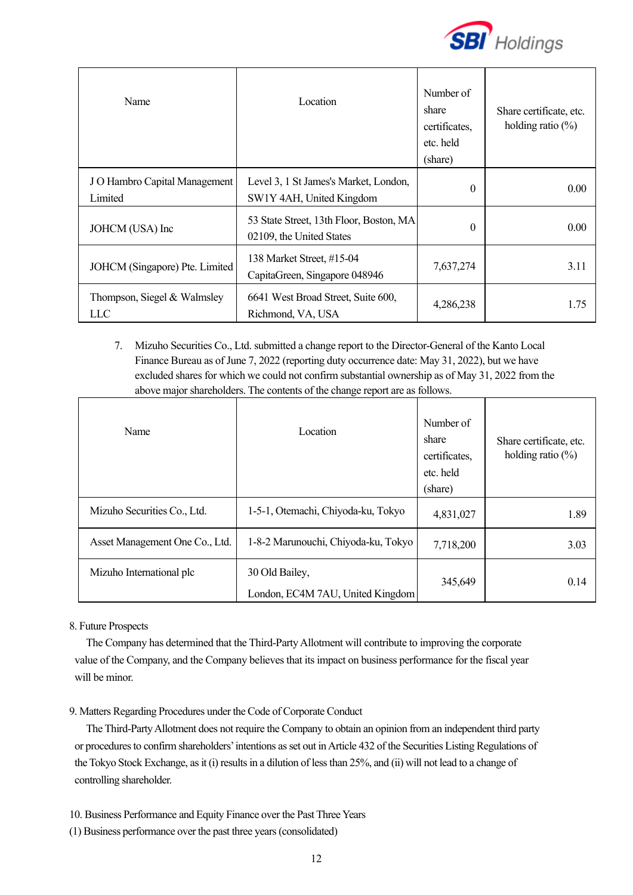| Name | Location | Number of share certificates, etc. held (share) | Share certificate, etc. holding ratio (%) |
|---|---|---|---|
| J O Hambro Capital Management Limited | Level 3, 1 St James's Market, London, SW1Y 4AH, United Kingdom | 0 | 0.00 |
| JOHCM (USA) Inc | 53 State Street, 13th Floor, Boston, MA 02109, the United States | 0 | 0.00 |
| JOHCM (Singapore) Pte. Limited | 138 Market Street, #15-04 CapitaGreen, Singapore 048946 | 7,637,274 | 3.11 |
| Thompson, Siegel & Walmsley LLC | 6641 West Broad Street, Suite 600, Richmond, VA, USA | 4,286,238 | 1.75 |

7. Mizuho Securities Co., Ltd. submitted a change report to the Director-General of the Kanto Local Finance Bureau as of June 7, 2022 (reporting duty occurrence date: May 31, 2022), but we have excluded shares for which we could not confirm substantial ownership as of May 31, 2022 from the above major shareholders. The contents of the change report are as follows.

| Name | Location | Number of share certificates, etc. held (share) | Share certificate, etc. holding ratio (%) |
|---|---|---|---|
| Mizuho Securities Co., Ltd. | 1-5-1, Otemachi, Chiyoda-ku, Tokyo | 4,831,027 | 1.89 |
| Asset Management One Co., Ltd. | 1-8-2 Marunouchi, Chiyoda-ku, Tokyo | 7,718,200 | 3.03 |
| Mizuho International plc | 30 Old Bailey, London, EC4M 7AU, United Kingdom | 345,649 | 0.14 |

8. Future Prospects

The Company has determined that the Third-Party Allotment will contribute to improving the corporate value of the Company, and the Company believes that its impact on business performance for the fiscal year will be minor.

9. Matters Regarding Procedures under the Code of Corporate Conduct

The Third-Party Allotment does not require the Company to obtain an opinion from an independent third party or procedures to confirm shareholders' intentions as set out in Article 432 of the Securities Listing Regulations of the Tokyo Stock Exchange, as it (i) results in a dilution of less than 25%, and (ii) will not lead to a change of controlling shareholder.

10. Business Performance and Equity Finance over the Past Three Years

(1) Business performance over the past three years (consolidated)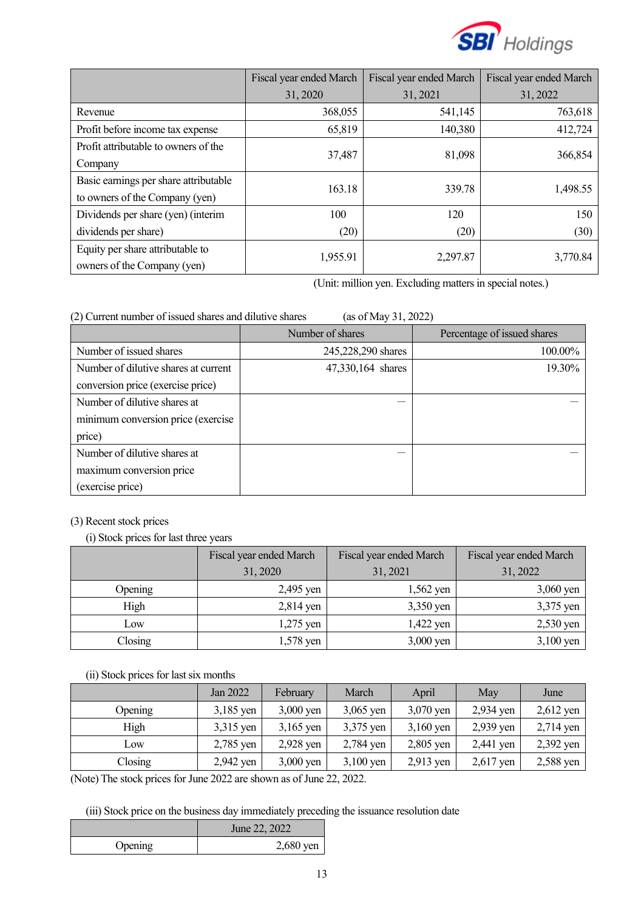| | Fiscal year ended March 31, 2020 | Fiscal year ended March 31, 2021 | Fiscal year ended March 31, 2022 |
|---|---|---|---|
| Revenue | 368,055 | 541,145 | 763,618 |
| Profit before income tax expense | 65,819 | 140,380 | 412,724 |
| Profit attributable to owners of the Company | 37,487 | 81,098 | 366,854 |
| Basic earnings per share attributable to owners of the Company (yen) | 163.18 | 339.78 | 1,498.55 |
| Dividends per share (yen) (interim dividends per share) | 100<br>(20) | 120<br>(20) | 150<br>(30) |
| Equity per share attributable to owners of the Company (yen) | 1,955.91 | 2,297.87 | 3,770.84 |

(Unit: million yen. Excluding matters in special notes.)

(2) Current number of issued shares and dilutive shares (as of May 31, 2022)

| | Number of shares | Percentage of issued shares |
|---|---|---|
| Number of issued shares | 245,228,290 shares | 100.00% |
| Number of dilutive shares at current conversion price (exercise price) | 47,330,164 shares | 19.30% |
| Number of dilutive shares at minimum conversion price (exercise price) | — | — |
| Number of dilutive shares at maximum conversion price (exercise price) | — | — |

(3) Recent stock prices

(i) Stock prices for last three years

| | Fiscal year ended March 31, 2020 | Fiscal year ended March 31, 2021 | Fiscal year ended March 31, 2022 |
|---|---|---|---|
| Opening | 2,495 yen | 1,562 yen | 3,060 yen |
| High | 2,814 yen | 3,350 yen | 3,375 yen |
| Low | 1,275 yen | 1,422 yen | 2,530 yen |
| Closing | 1,578 yen | 3,000 yen | 3,100 yen |

(ii) Stock prices for last six months

| | Jan 2022 | February | March | April | May | June |
|---|---|---|---|---|---|---|
| Opening | 3,185 yen | 3,000 yen | 3,065 yen | 3,070 yen | 2,934 yen | 2,612 yen |
| High | 3,315 yen | 3,165 yen | 3,375 yen | 3,160 yen | 2,939 yen | 2,714 yen |
| Low | 2,785 yen | 2,928 yen | 2,784 yen | 2,805 yen | 2,441 yen | 2,392 yen |
| Closing | 2,942 yen | 3,000 yen | 3,100 yen | 2,913 yen | 2,617 yen | 2,588 yen |

(Note) The stock prices for June 2022 are shown as of June 22, 2022.

(iii) Stock price on the business day immediately preceding the issuance resolution date

| | June 22, 2022 |
|---|---|
| Opening | 2,680 yen |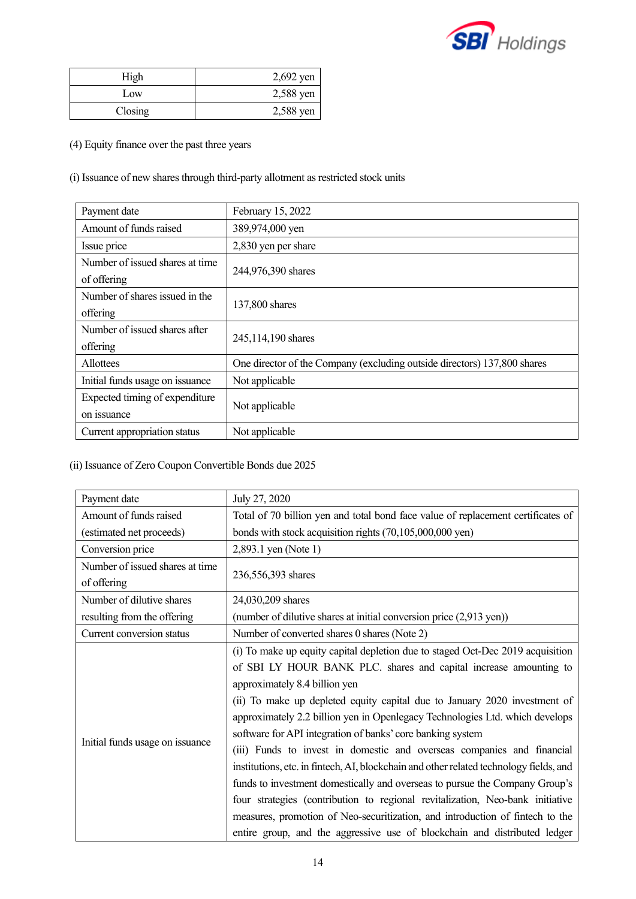| High | 2,692 yen |
|---|---|
| Low | 2,588 yen |
| Closing | 2,588 yen |

(4) Equity finance over the past three years

(i) Issuance of new shares through third-party allotment as restricted stock units

| Payment date | February 15, 2022 |
|---|---|
| Amount of funds raised | 389,974,000 yen |
| Issue price | 2,830 yen per share |
| Number of issued shares at time of offering | 244,976,390 shares |
| Number of shares issued in the offering | 137,800 shares |
| Number of issued shares after offering | 245,114,190 shares |
| Allottees | One director of the Company (excluding outside directors) 137,800 shares |
| Initial funds usage on issuance | Not applicable |
| Expected timing of expenditure on issuance | Not applicable |
| Current appropriation status | Not applicable |

(ii) Issuance of Zero Coupon Convertible Bonds due 2025

| Payment date | July 27, 2020 |
|---|---|
| Amount of funds raised (estimated net proceeds) | Total of 70 billion yen and total bond face value of replacement certificates of bonds with stock acquisition rights (70,105,000,000 yen) |
| Conversion price | 2,893.1 yen (Note 1) |
| Number of issued shares at time of offering | 236,556,393 shares |
| Number of dilutive shares resulting from the offering | 24,030,209 shares (number of dilutive shares at initial conversion price (2,913 yen)) |
| Current conversion status | Number of converted shares 0 shares (Note 2) |
| Initial funds usage on issuance | (i) To make up equity capital depletion due to staged Oct-Dec 2019 acquisition of SBI LY HOUR BANK PLC. shares and capital increase amounting to approximately 8.4 billion yen (ii) To make up depleted equity capital due to January 2020 investment of approximately 2.2 billion yen in Openlegacy Technologies Ltd. which develops software for API integration of banks' core banking system (iii) Funds to invest in domestic and overseas companies and financial institutions, etc. in fintech, AI, blockchain and other related technology fields, and funds to investment domestically and overseas to pursue the Company Group's four strategies (contribution to regional revitalization, Neo-bank initiative measures, promotion of Neo-securitization, and introduction of fintech to the entire group, and the aggressive use of blockchain and distributed ledger |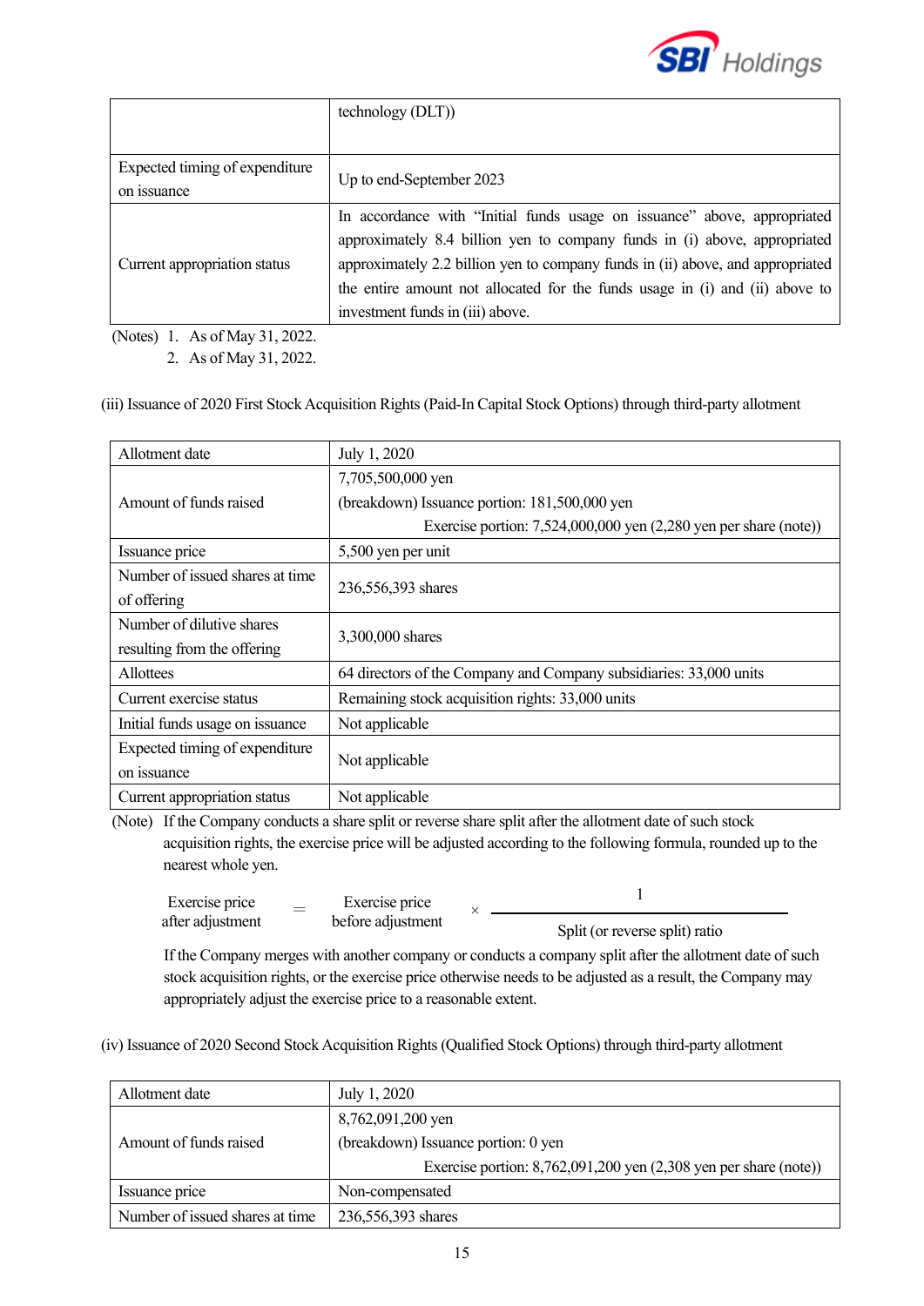|  |  |
|---|---|
|  | technology (DLT)) |
| Expected timing of expenditure on issuance | Up to end-September 2023 |
| Current appropriation status | In accordance with "Initial funds usage on issuance" above, appropriated approximately 8.4 billion yen to company funds in (i) above, appropriated approximately 2.2 billion yen to company funds in (ii) above, and appropriated the entire amount not allocated for the funds usage in (i) and (ii) above to investment funds in (iii) above. |

(Notes) 1. As of May 31, 2022.
2. As of May 31, 2022.

(iii) Issuance of 2020 First Stock Acquisition Rights (Paid-In Capital Stock Options) through third-party allotment

|  |  |
|---|---|
| Allotment date | July 1, 2020 |
| Amount of funds raised | 7,705,500,000 yen<br>(breakdown) Issuance portion: 181,500,000 yen<br>Exercise portion: 7,524,000,000 yen (2,280 yen per share (note)) |
| Issuance price | 5,500 yen per unit |
| Number of issued shares at time of offering | 236,556,393 shares |
| Number of dilutive shares resulting from the offering | 3,300,000 shares |
| Allottees | 64 directors of the Company and Company subsidiaries: 33,000 units |
| Current exercise status | Remaining stock acquisition rights: 33,000 units |
| Initial funds usage on issuance | Not applicable |
| Expected timing of expenditure on issuance | Not applicable |
| Current appropriation status | Not applicable |

(Note) If the Company conducts a share split or reverse share split after the allotment date of such stock acquisition rights, the exercise price will be adjusted according to the following formula, rounded up to the nearest whole yen.

$$\text{Exercise price after adjustment} = \text{Exercise price before adjustment} \times \frac{1}{\text{Split (or reverse split) ratio}}$$

If the Company merges with another company or conducts a company split after the allotment date of such stock acquisition rights, or the exercise price otherwise needs to be adjusted as a result, the Company may appropriately adjust the exercise price to a reasonable extent.

(iv) Issuance of 2020 Second Stock Acquisition Rights (Qualified Stock Options) through third-party allotment

|  |  |
|---|---|
| Allotment date | July 1, 2020 |
| Amount of funds raised | 8,762,091,200 yen<br>(breakdown) Issuance portion: 0 yen<br>Exercise portion: 8,762,091,200 yen (2,308 yen per share (note)) |
| Issuance price | Non-compensated |
| Number of issued shares at time | 236,556,393 shares |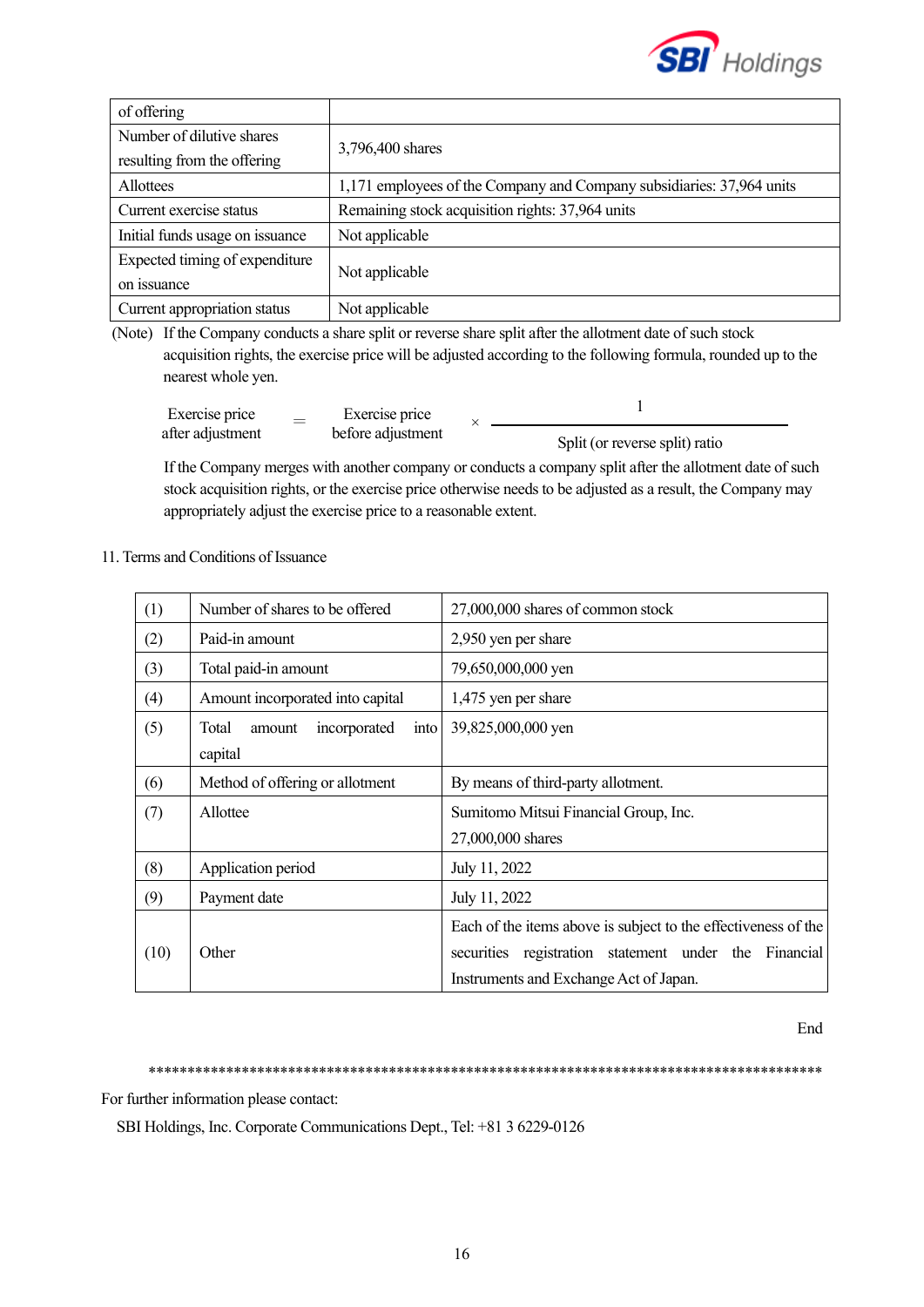| | |
|---|---|
| of offering | |
| Number of dilutive shares resulting from the offering | 3,796,400 shares |
| Allottees | 1,171 employees of the Company and Company subsidiaries: 37,964 units |
| Current exercise status | Remaining stock acquisition rights: 37,964 units |
| Initial funds usage on issuance | Not applicable |
| Expected timing of expenditure on issuance | Not applicable |
| Current appropriation status | Not applicable |

(Note) If the Company conducts a share split or reverse share split after the allotment date of such stock acquisition rights, the exercise price will be adjusted according to the following formula, rounded up to the nearest whole yen.

$$\text{Exercise price after adjustment} = \text{Exercise price before adjustment} \times \frac{1}{\text{Split (or reverse split) ratio}}$$

If the Company merges with another company or conducts a company split after the allotment date of such stock acquisition rights, or the exercise price otherwise needs to be adjusted as a result, the Company may appropriately adjust the exercise price to a reasonable extent.

11. Terms and Conditions of Issuance

| | | |
|---|---|---|
| (1) | Number of shares to be offered | 27,000,000 shares of common stock |
| (2) | Paid-in amount | 2,950 yen per share |
| (3) | Total paid-in amount | 79,650,000,000 yen |
| (4) | Amount incorporated into capital | 1,475 yen per share |
| (5) | Total amount incorporated into capital | 39,825,000,000 yen |
| (6) | Method of offering or allotment | By means of third-party allotment. |
| (7) | Allottee | Sumitomo Mitsui Financial Group, Inc.<br>27,000,000 shares |
| (8) | Application period | July 11, 2022 |
| (9) | Payment date | July 11, 2022 |
| (10) | Other | Each of the items above is subject to the effectiveness of the securities registration statement under the Financial Instruments and Exchange Act of Japan. |

End

********************************************************************************************

For further information please contact:

SBI Holdings, Inc. Corporate Communications Dept., Tel: +81 3 6229-0126